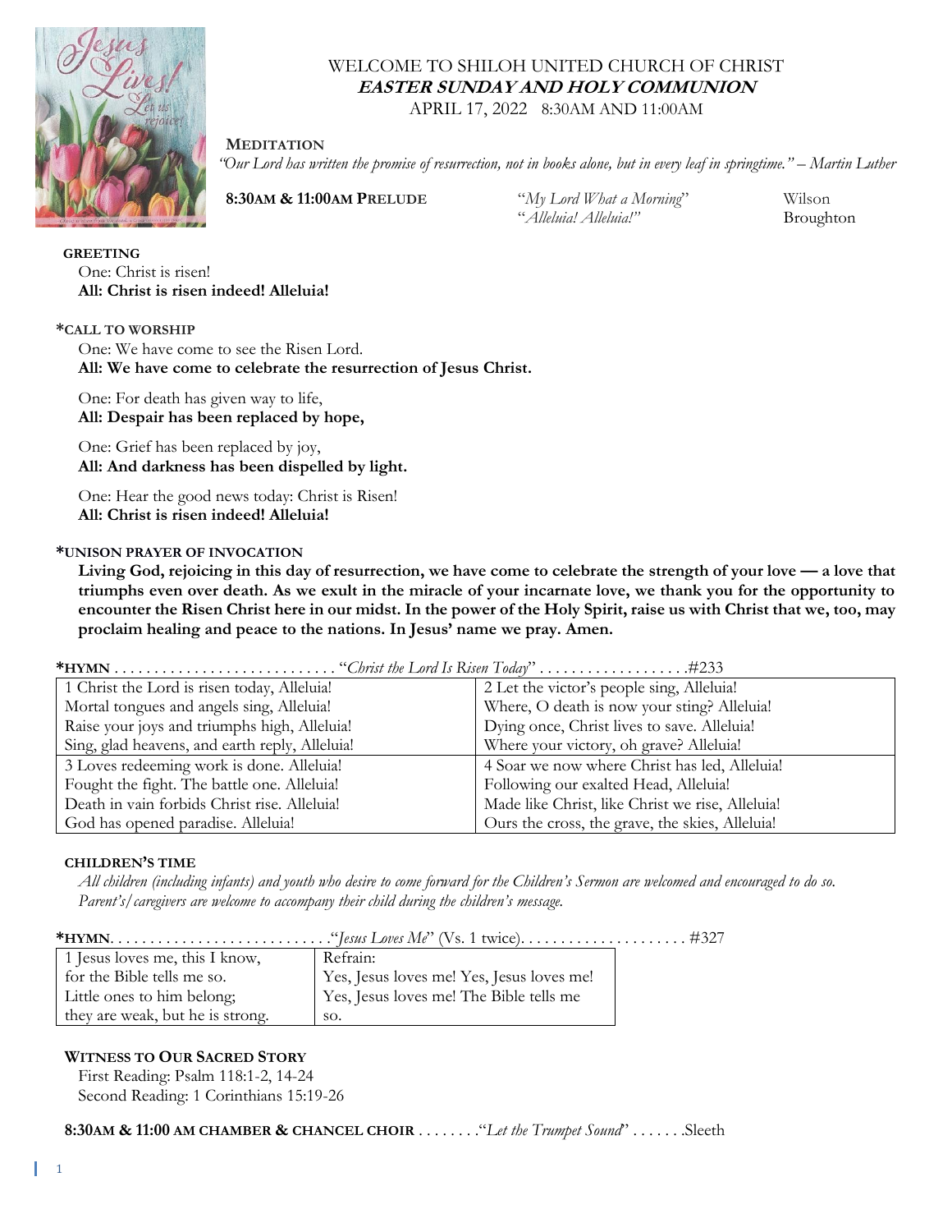# WELCOME TO SHILOH UNITED CHURCH OF CHRIST
## ***EASTER SUNDAY AND HOLY COMMUNION***
APRIL 17, 2022 8:30AM AND 11:00AM

**MEDITATION**
*"Our Lord has written the promise of resurrection, not in books alone, but in every leaf in springtime." – Martin Luther*

**8:30AM & 11:00AM PRELUDE** *"My Lord What a Morning"* Wilson
*"Alleluia! Alleluia!"* Broughton

**GREETING**
One: Christ is risen!
**All: Christ is risen indeed! Alleluia!**

**\*CALL TO WORSHIP**
One: We have come to see the Risen Lord.
**All: We have come to celebrate the resurrection of Jesus Christ.**

One: For death has given way to life,
**All: Despair has been replaced by hope,**

One: Grief has been replaced by joy,
**All: And darkness has been dispelled by light.**

One: Hear the good news today: Christ is Risen!
**All: Christ is risen indeed! Alleluia!**

**\*UNISON PRAYER OF INVOCATION**
**Living God, rejoicing in this day of resurrection, we have come to celebrate the strength of your love — a love that triumphs even over death. As we exult in the miracle of your incarnate love, we thank you for the opportunity to encounter the Risen Christ here in our midst. In the power of the Holy Spirit, raise us with Christ that we, too, may proclaim healing and peace to the nations. In Jesus' name we pray. Amen.**

**\*HYMN** . . . . . . . . . . . . . . . . . . . . . . . . . . . *"Christ the Lord Is Risen Today"* . . . . . . . . . . . . . . . . . .#233

| | |
|---|---|
| 1 Christ the Lord is risen today, Alleluia!<br>Mortal tongues and angels sing, Alleluia!<br>Raise your joys and triumphs high, Alleluia!<br>Sing, glad heavens, and earth reply, Alleluia! | 2 Let the victor's people sing, Alleluia!<br>Where, O death is now your sting? Alleluia!<br>Dying once, Christ lives to save. Alleluia!<br>Where your victory, oh grave? Alleluia! |
| 3 Loves redeeming work is done. Alleluia!<br>Fought the fight. The battle one. Alleluia!<br>Death in vain forbids Christ rise. Alleluia!<br>God has opened paradise. Alleluia! | 4 Soar we now where Christ has led, Alleluia!<br>Following our exalted Head, Alleluia!<br>Made like Christ, like Christ we rise, Alleluia!<br>Ours the cross, the grave, the skies, Alleluia! |

**CHILDREN'S TIME**
*All children (including infants) and youth who desire to come forward for the Children's Sermon are welcomed and encouraged to do so. Parent's/caregivers are welcome to accompany their child during the children's message.*

**\*HYMN**. . . . . . . . . . . . . . . . . . . . . . . . . . .*"Jesus Loves Me"* (Vs. 1 twice). . . . . . . . . . . . . . . . . . . . . #327

| | |
|---|---|
| 1 Jesus loves me, this I know,<br>for the Bible tells me so.<br>Little ones to him belong;<br>they are weak, but he is strong. | Refrain:<br>Yes, Jesus loves me! Yes, Jesus loves me!<br>Yes, Jesus loves me! The Bible tells me so. |

**WITNESS TO OUR SACRED STORY**
First Reading: Psalm 118:1-2, 14-24
Second Reading: 1 Corinthians 15:19-26

**8:30AM & 11:00 AM CHAMBER & CHANCEL CHOIR** . . . . . . . .*"Let the Trumpet Sound"* . . . . . . .Sleeth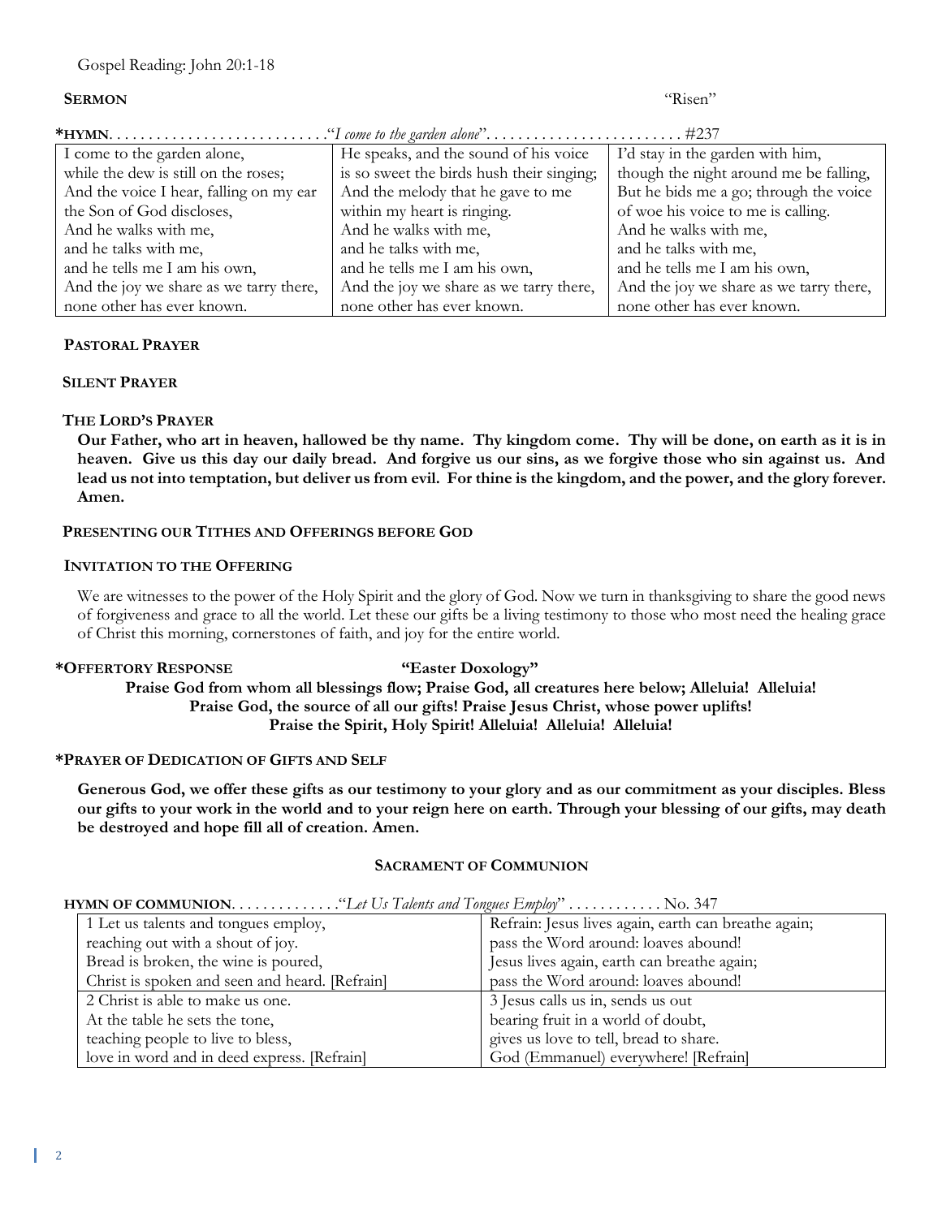Gospel Reading: John 20:1-18

**SERMON** "Risen"

***HYMN**. . . . . . . . . . . . . . . . . . . . . . . . . . .“*I come to the garden alone*”. . . . . . . . . . . . . . . . . . . . . . . . . #237

| | | |
|---|---|---|
| I come to the garden alone,<br>while the dew is still on the roses;<br>And the voice I hear, falling on my ear<br>the Son of God discloses,<br>And he walks with me,<br>and he talks with me,<br>and he tells me I am his own,<br>And the joy we share as we tarry there,<br>none other has ever known. | He speaks, and the sound of his voice<br>is so sweet the birds hush their singing;<br>And the melody that he gave to me<br>within my heart is ringing.<br>And he walks with me,<br>and he talks with me,<br>and he tells me I am his own,<br>And the joy we share as we tarry there,<br>none other has ever known. | I'd stay in the garden with him,<br>though the night around me be falling,<br>But he bids me a go; through the voice<br>of woe his voice to me is calling.<br>And he walks with me,<br>and he talks with me,<br>and he tells me I am his own,<br>And the joy we share as we tarry there,<br>none other has ever known. |

**PASTORAL PRAYER**

**SILENT PRAYER**

**THE LORD'S PRAYER**

**Our Father, who art in heaven, hallowed be thy name. Thy kingdom come. Thy will be done, on earth as it is in heaven. Give us this day our daily bread. And forgive us our sins, as we forgive those who sin against us. And lead us not into temptation, but deliver us from evil. For thine is the kingdom, and the power, and the glory forever. Amen.**

**PRESENTING OUR TITHES AND OFFERINGS BEFORE GOD**

**INVITATION TO THE OFFERING**

We are witnesses to the power of the Holy Spirit and the glory of God. Now we turn in thanksgiving to share the good news of forgiveness and grace to all the world. Let these our gifts be a living testimony to those who most need the healing grace of Christ this morning, cornerstones of faith, and joy for the entire world.

***OFFERTORY RESPONSE** **“Easter Doxology”**

**Praise God from whom all blessings flow; Praise God, all creatures here below; Alleluia! Alleluia!**
**Praise God, the source of all our gifts! Praise Jesus Christ, whose power uplifts!**
**Praise the Spirit, Holy Spirit! Alleluia! Alleluia! Alleluia!**

***PRAYER OF DEDICATION OF GIFTS AND SELF**

**Generous God, we offer these gifts as our testimony to your glory and as our commitment as your disciples. Bless our gifts to your work in the world and to your reign here on earth. Through your blessing of our gifts, may death be destroyed and hope fill all of creation. Amen.**

**SACRAMENT OF COMMUNION**

**HYMN OF COMMUNION**. . . . . . . . . . . . .“*Let Us Talents and Tongues Employ*” . . . . . . . . . . . . No. 347

| | |
|---|---|
| 1 Let us talents and tongues employ,<br>reaching out with a shout of joy.<br>Bread is broken, the wine is poured,<br>Christ is spoken and seen and heard. [Refrain] | Refrain: Jesus lives again, earth can breathe again;<br>pass the Word around: loaves abound!<br>Jesus lives again, earth can breathe again;<br>pass the Word around: loaves abound! |
| 2 Christ is able to make us one.<br>At the table he sets the tone,<br>teaching people to live to bless,<br>love in word and in deed express. [Refrain] | 3 Jesus calls us in, sends us out<br>bearing fruit in a world of doubt,<br>gives us love to tell, bread to share.<br>God (Emmanuel) everywhere! [Refrain] |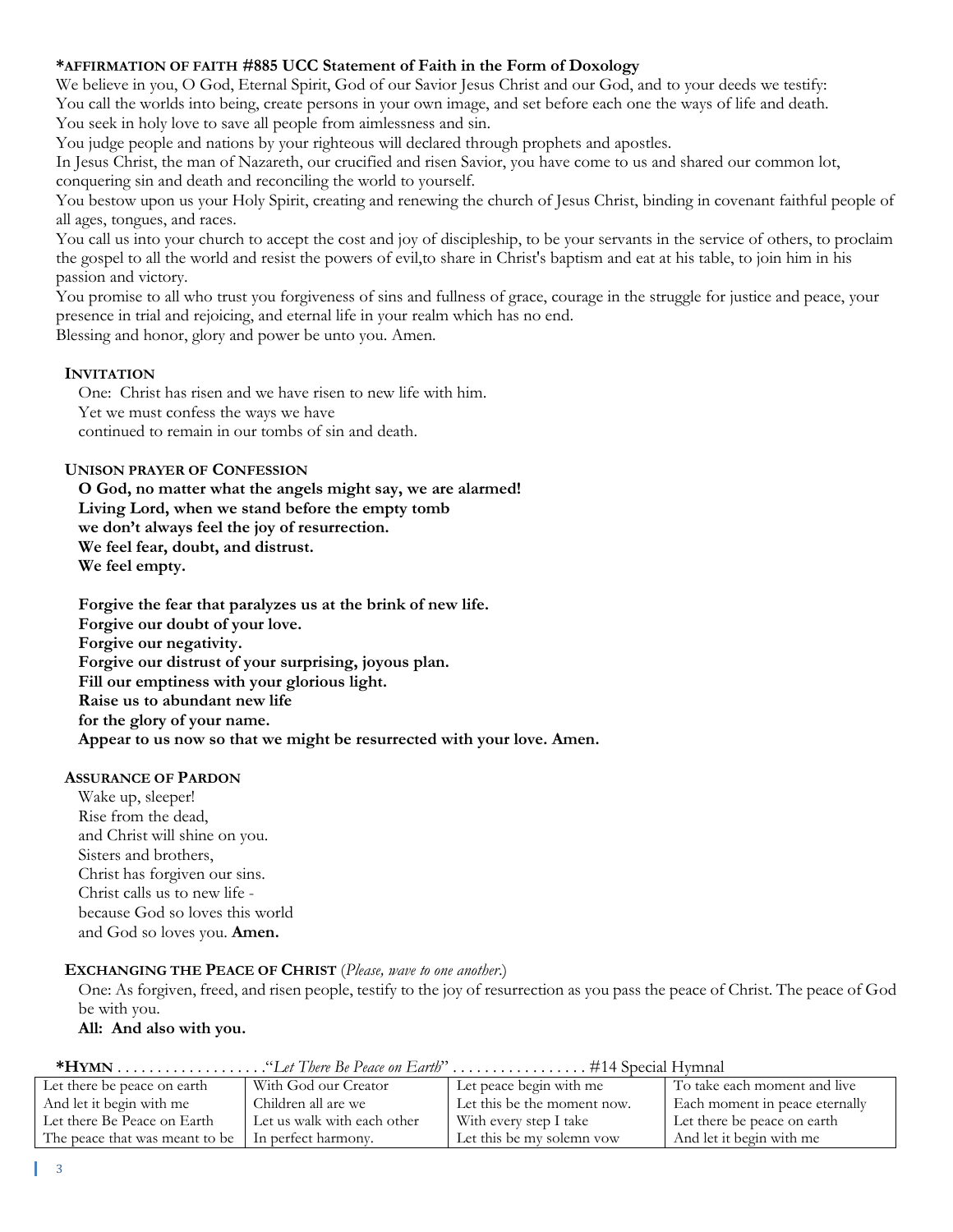**\*AFFIRMATION OF FAITH #885 UCC Statement of Faith in the Form of Doxology**

We believe in you, O God, Eternal Spirit, God of our Savior Jesus Christ and our God, and to your deeds we testify:
You call the worlds into being, create persons in your own image, and set before each one the ways of life and death.
You seek in holy love to save all people from aimlessness and sin.
You judge people and nations by your righteous will declared through prophets and apostles.
In Jesus Christ, the man of Nazareth, our crucified and risen Savior, you have come to us and shared our common lot, conquering sin and death and reconciling the world to yourself.
You bestow upon us your Holy Spirit, creating and renewing the church of Jesus Christ, binding in covenant faithful people of all ages, tongues, and races.
You call us into your church to accept the cost and joy of discipleship, to be your servants in the service of others, to proclaim the gospel to all the world and resist the powers of evil,to share in Christ's baptism and eat at his table, to join him in his passion and victory.
You promise to all who trust you forgiveness of sins and fullness of grace, courage in the struggle for justice and peace, your presence in trial and rejoicing, and eternal life in your realm which has no end.
Blessing and honor, glory and power be unto you. Amen.

**INVITATION**

One: Christ has risen and we have risen to new life with him.
Yet we must confess the ways we have
continued to remain in our tombs of sin and death.

**UNISON PRAYER OF CONFESSION**

**O God, no matter what the angels might say, we are alarmed!**
**Living Lord, when we stand before the empty tomb**
**we don't always feel the joy of resurrection.**
**We feel fear, doubt, and distrust.**
**We feel empty.**

**Forgive the fear that paralyzes us at the brink of new life.**
**Forgive our doubt of your love.**
**Forgive our negativity.**
**Forgive our distrust of your surprising, joyous plan.**
**Fill our emptiness with your glorious light.**
**Raise us to abundant new life**
**for the glory of your name.**
**Appear to us now so that we might be resurrected with your love. Amen.**

**ASSURANCE OF PARDON**

Wake up, sleeper!
Rise from the dead,
and Christ will shine on you.
Sisters and brothers,
Christ has forgiven our sins.
Christ calls us to new life -
because God so loves this world
and God so loves you. **Amen.**

**EXCHANGING THE PEACE OF CHRIST** (*Please, wave to one another.*)

One: As forgiven, freed, and risen people, testify to the joy of resurrection as you pass the peace of Christ. The peace of God be with you.

**All: And also with you.**

**\*HYMN** . . . . . . . . . . . . . . . . . . ."*Let There Be Peace on Earth*" . . . . . . . . . . . . . . . . . #14 Special Hymnal

| | | | |
|---|---|---|---|
| Let there be peace on earth | With God our Creator | Let peace begin with me | To take each moment and live |
| And let it begin with me | Children all are we | Let this be the moment now. | Each moment in peace eternally |
| Let there Be Peace on Earth | Let us walk with each other | With every step I take | Let there be peace on earth |
| The peace that was meant to be | In perfect harmony. | Let this be my solemn vow | And let it begin with me |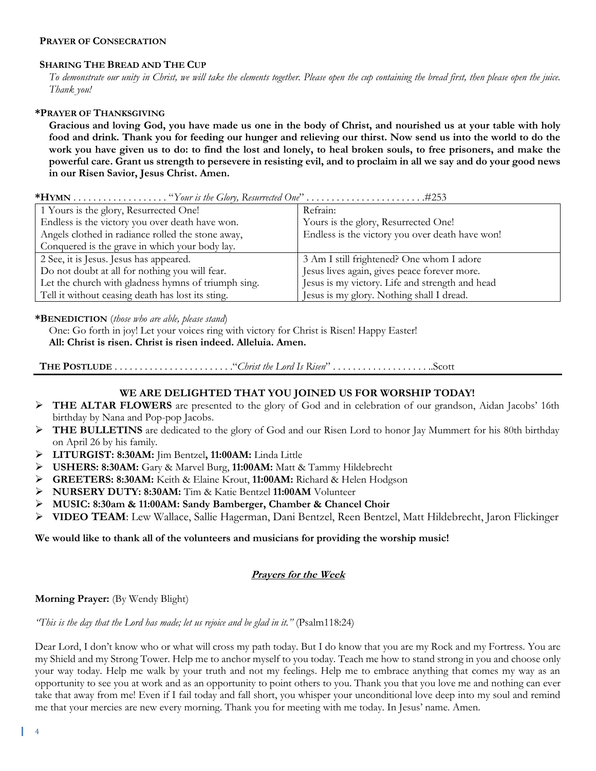**PRAYER OF CONSECRATION**

**SHARING THE BREAD AND THE CUP**

*To demonstrate our unity in Christ, we will take the elements together. Please open the cup containing the bread first, then please open the juice. Thank you!*

***PRAYER OF THANKSGIVING**

**Gracious and loving God, you have made us one in the body of Christ, and nourished us at your table with holy food and drink. Thank you for feeding our hunger and relieving our thirst. Now send us into the world to do the work you have given us to do: to find the lost and lonely, to heal broken souls, to free prisoners, and make the powerful care. Grant us strength to persevere in resisting evil, and to proclaim in all we say and do your good news in our Risen Savior, Jesus Christ. Amen.**

***HYMN** . . . . . . . . . . . . . . . . . . "*Your is the Glory, Resurrected One*" . . . . . . . . . . . . . . . . . . . . . . . .#253

| | |
|---|---|
| 1 Yours is the glory, Resurrected One!<br>Endless is the victory you over death have won.<br>Angels clothed in radiance rolled the stone away,<br>Conquered is the grave in which your body lay. | Refrain:<br>Yours is the glory, Resurrected One!<br>Endless is the victory you over death have won! |
| 2 See, it is Jesus. Jesus has appeared.<br>Do not doubt at all for nothing you will fear.<br>Let the church with gladness hymns of triumph sing.<br>Tell it without ceasing death has lost its sting. | 3 Am I still frightened? One whom I adore<br>Jesus lives again, gives peace forever more.<br>Jesus is my victory. Life and strength and head<br>Jesus is my glory. Nothing shall I dread. |

***BENEDICTION** (*those who are able, please stand*)

One: Go forth in joy! Let your voices ring with victory for Christ is Risen! Happy Easter!
**All: Christ is risen. Christ is risen indeed. Alleluia. Amen.**

**THE POSTLUDE** . . . . . . . . . . . . . . . . . . . . . . . ."*Christ the Lord Is Risen*" . . . . . . . . . . . . . . . . . . . ..Scott

---

## WE ARE DELIGHTED THAT YOU JOINED US FOR WORSHIP TODAY!

- **THE ALTAR FLOWERS** are presented to the glory of God and in celebration of our grandson, Aidan Jacobs' 16th birthday by Nana and Pop-pop Jacobs.
- **THE BULLETINS** are dedicated to the glory of God and our Risen Lord to honor Jay Mummert for his 80th birthday on April 26 by his family.
- **LITURGIST: 8:30AM:** Jim Bentzel**, 11:00AM:** Linda Little
- **USHERS: 8:30AM:** Gary & Marvel Burg, **11:00AM:** Matt & Tammy Hildebrecht
- **GREETERS: 8:30AM:** Keith & Elaine Krout, **11:00AM:** Richard & Helen Hodgson
- **NURSERY DUTY: 8:30AM:** Tim & Katie Bentzel **11:00AM** Volunteer
- **MUSIC: 8:30am & 11:00AM: Sandy Bamberger, Chamber & Chancel Choir**
- **VIDEO TEAM**: Lew Wallace, Sallie Hagerman, Dani Bentzel, Reen Bentzel, Matt Hildebrecht, Jaron Flickinger

**We would like to thank all of the volunteers and musicians for providing the worship music!**

## Prayers for the Week

**Morning Prayer:** (By Wendy Blight)

*"This is the day that the Lord has made; let us rejoice and be glad in it."* (Psalm118:24)

Dear Lord, I don't know who or what will cross my path today. But I do know that you are my Rock and my Fortress. You are my Shield and my Strong Tower. Help me to anchor myself to you today. Teach me how to stand strong in you and choose only your way today. Help me walk by your truth and not my feelings. Help me to embrace anything that comes my way as an opportunity to see you at work and as an opportunity to point others to you. Thank you that you love me and nothing can ever take that away from me! Even if I fail today and fall short, you whisper your unconditional love deep into my soul and remind me that your mercies are new every morning. Thank you for meeting with me today. In Jesus' name. Amen.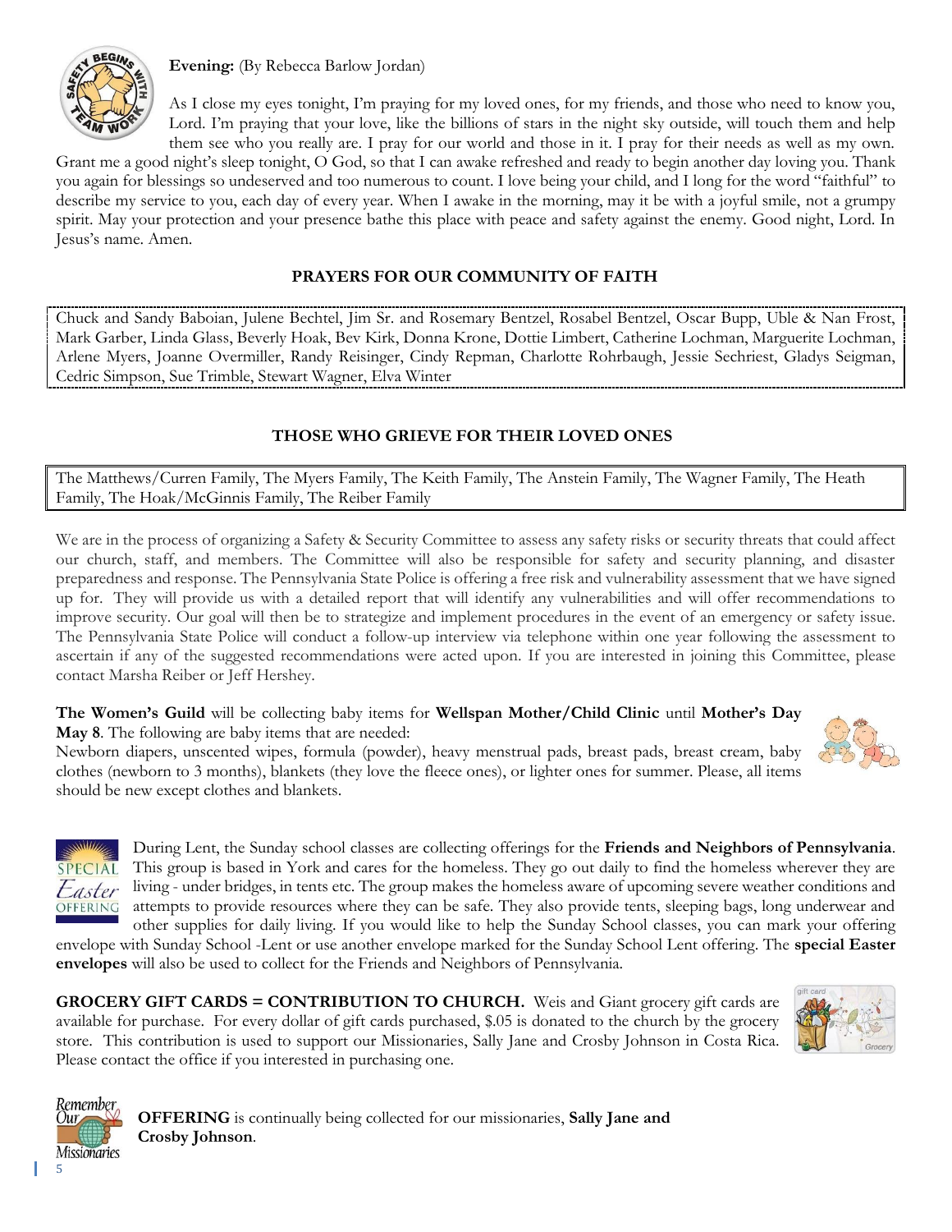**Evening:** (By Rebecca Barlow Jordan)

As I close my eyes tonight, I'm praying for my loved ones, for my friends, and those who need to know you, Lord. I'm praying that your love, like the billions of stars in the night sky outside, will touch them and help them see who you really are. I pray for our world and those in it. I pray for their needs as well as my own. Grant me a good night's sleep tonight, O God, so that I can awake refreshed and ready to begin another day loving you. Thank you again for blessings so undeserved and too numerous to count. I love being your child, and I long for the word "faithful" to describe my service to you, each day of every year. When I awake in the morning, may it be with a joyful smile, not a grumpy spirit. May your protection and your presence bathe this place with peace and safety against the enemy. Good night, Lord. In Jesus's name. Amen.

## PRAYERS FOR OUR COMMUNITY OF FAITH

Chuck and Sandy Baboian, Julene Bechtel, Jim Sr. and Rosemary Bentzel, Rosabel Bentzel, Oscar Bupp, Uble & Nan Frost, Mark Garber, Linda Glass, Beverly Hoak, Bev Kirk, Donna Krone, Dottie Limbert, Catherine Lochman, Marguerite Lochman, Arlene Myers, Joanne Overmiller, Randy Reisinger, Cindy Repman, Charlotte Rohrbaugh, Jessie Sechriest, Gladys Seigman, Cedric Simpson, Sue Trimble, Stewart Wagner, Elva Winter

## THOSE WHO GRIEVE FOR THEIR LOVED ONES

The Matthews/Curren Family, The Myers Family, The Keith Family, The Anstein Family, The Wagner Family, The Heath Family, The Hoak/McGinnis Family, The Reiber Family

We are in the process of organizing a Safety & Security Committee to assess any safety risks or security threats that could affect our church, staff, and members. The Committee will also be responsible for safety and security planning, and disaster preparedness and response. The Pennsylvania State Police is offering a free risk and vulnerability assessment that we have signed up for. They will provide us with a detailed report that will identify any vulnerabilities and will offer recommendations to improve security. Our goal will then be to strategize and implement procedures in the event of an emergency or safety issue. The Pennsylvania State Police will conduct a follow-up interview via telephone within one year following the assessment to ascertain if any of the suggested recommendations were acted upon. If you are interested in joining this Committee, please contact Marsha Reiber or Jeff Hershey.

**The Women's Guild** will be collecting baby items for **Wellspan Mother/Child Clinic** until **Mother's Day May 8**. The following are baby items that are needed:
Newborn diapers, unscented wipes, formula (powder), heavy menstrual pads, breast pads, breast cream, baby clothes (newborn to 3 months), blankets (they love the fleece ones), or lighter ones for summer. Please, all items should be new except clothes and blankets.

During Lent, the Sunday school classes are collecting offerings for the **Friends and Neighbors of Pennsylvania**. This group is based in York and cares for the homeless. They go out daily to find the homeless wherever they are living - under bridges, in tents etc. The group makes the homeless aware of upcoming severe weather conditions and attempts to provide resources where they can be safe. They also provide tents, sleeping bags, long underwear and other supplies for daily living. If you would like to help the Sunday School classes, you can mark your offering envelope with Sunday School -Lent or use another envelope marked for the Sunday School Lent offering. The **special Easter envelopes** will also be used to collect for the Friends and Neighbors of Pennsylvania.

**GROCERY GIFT CARDS = CONTRIBUTION TO CHURCH.** Weis and Giant grocery gift cards are available for purchase. For every dollar of gift cards purchased, $.05 is donated to the church by the grocery store. This contribution is used to support our Missionaries, Sally Jane and Crosby Johnson in Costa Rica. Please contact the office if you interested in purchasing one.

**OFFERING** is continually being collected for our missionaries, **Sally Jane and Crosby Johnson**.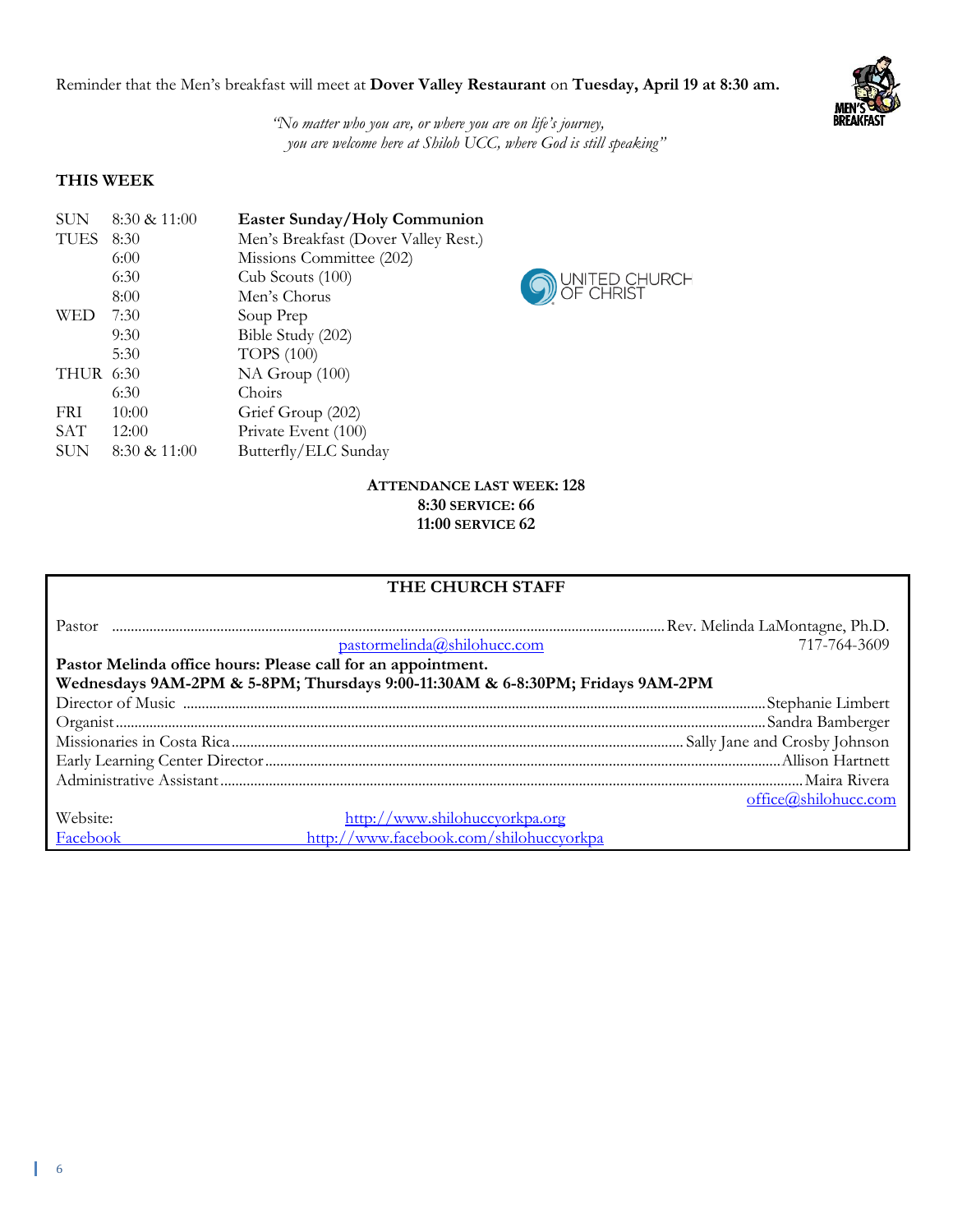Reminder that the Men's breakfast will meet at **Dover Valley Restaurant** on **Tuesday, April 19 at 8:30 am.**

*"No matter who you are, or where you are on life's journey, you are welcome here at Shiloh UCC, where God is still speaking"*

## THIS WEEK

| | | |
|---|---|---|
| SUN | 8:30 & 11:00 | **Easter Sunday/Holy Communion** |
| TUES | 8:30 | Men's Breakfast (Dover Valley Rest.) |
| | 6:00 | Missions Committee (202) |
| | 6:30 | Cub Scouts (100) |
| | 8:00 | Men's Chorus |
| WED | 7:30 | Soup Prep |
| | 9:30 | Bible Study (202) |
| | 5:30 | TOPS (100) |
| THUR | 6:30 | NA Group (100) |
| | 6:30 | Choirs |
| FRI | 10:00 | Grief Group (202) |
| SAT | 12:00 | Private Event (100) |
| SUN | 8:30 & 11:00 | Butterfly/ELC Sunday |

**ATTENDANCE LAST WEEK: 128**
**8:30 SERVICE: 66**
**11:00 SERVICE 62**

## THE CHURCH STAFF

Pastor ........ Rev. Melinda LaMontagne, Ph.D.
pastormelinda@shilohucc.com 717-764-3609

**Pastor Melinda office hours: Please call for an appointment.**
**Wednesdays 9AM-2PM & 5-8PM; Thursdays 9:00-11:30AM & 6-8:30PM; Fridays 9AM-2PM**

Director of Music ........ Stephanie Limbert
Organist ........ Sandra Bamberger
Missionaries in Costa Rica ........ Sally Jane and Crosby Johnson
Early Learning Center Director ........ Allison Hartnett
Administrative Assistant ........ Maira Rivera
office@shilohucc.com

Website: http://www.shilohuccyorkpa.org
Facebook http://www.facebook.com/shilohuccyorkpa